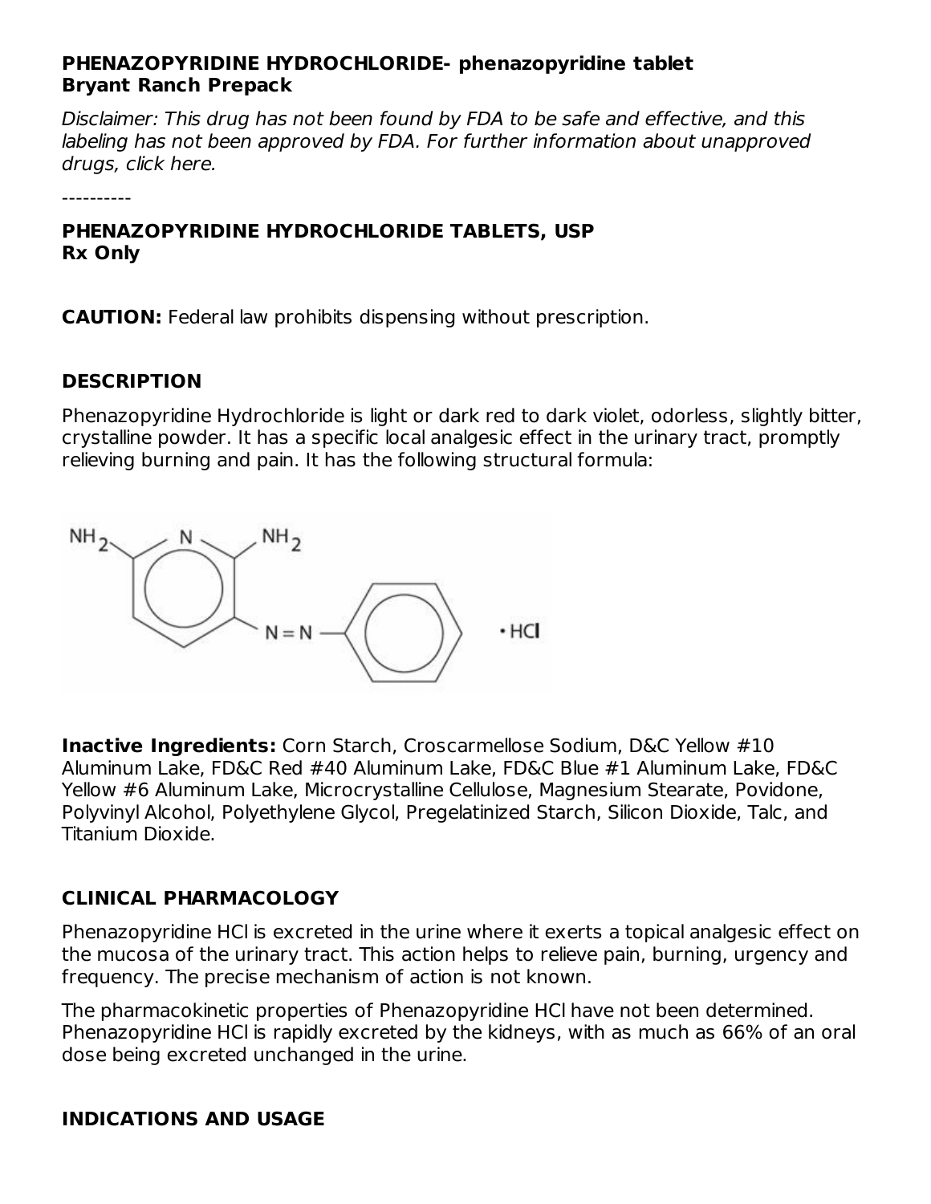**PHENAZOPYRIDINE HYDROCHLORIDE- phenazopyridine tablet**
**Bryant Ranch Prepack**

*Disclaimer: This drug has not been found by FDA to be safe and effective, and this labeling has not been approved by FDA. For further information about unapproved drugs, click here.*

----------

## PHENAZOPYRIDINE HYDROCHLORIDE TABLETS, USP
**Rx Only**

**CAUTION:** Federal law prohibits dispensing without prescription.

## DESCRIPTION

Phenazopyridine Hydrochloride is light or dark red to dark violet, odorless, slightly bitter, crystalline powder. It has a specific local analgesic effect in the urinary tract, promptly relieving burning and pain. It has the following structural formula:

**Inactive Ingredients:** Corn Starch, Croscarmellose Sodium, D&C Yellow #10 Aluminum Lake, FD&C Red #40 Aluminum Lake, FD&C Blue #1 Aluminum Lake, FD&C Yellow #6 Aluminum Lake, Microcrystalline Cellulose, Magnesium Stearate, Povidone, Polyvinyl Alcohol, Polyethylene Glycol, Pregelatinized Starch, Silicon Dioxide, Talc, and Titanium Dioxide.

## CLINICAL PHARMACOLOGY

Phenazopyridine HCl is excreted in the urine where it exerts a topical analgesic effect on the mucosa of the urinary tract. This action helps to relieve pain, burning, urgency and frequency. The precise mechanism of action is not known.

The pharmacokinetic properties of Phenazopyridine HCl have not been determined. Phenazopyridine HCl is rapidly excreted by the kidneys, with as much as 66% of an oral dose being excreted unchanged in the urine.

## INDICATIONS AND USAGE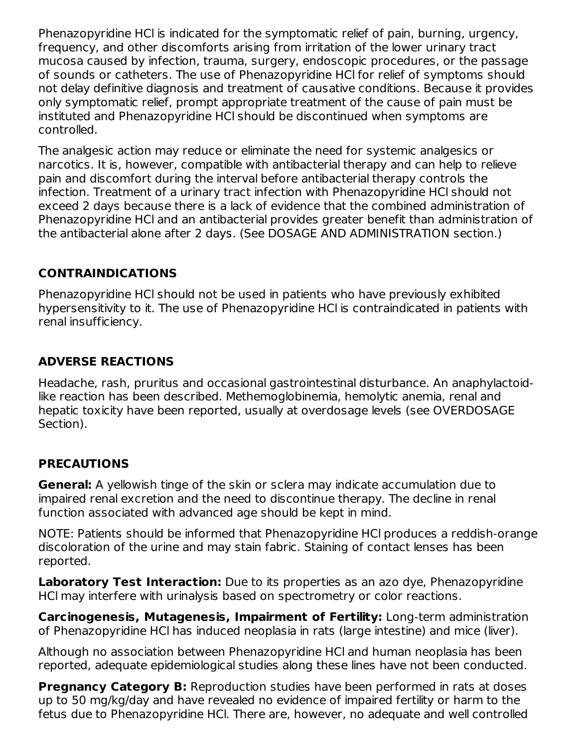Phenazopyridine HCl is indicated for the symptomatic relief of pain, burning, urgency, frequency, and other discomforts arising from irritation of the lower urinary tract mucosa caused by infection, trauma, surgery, endoscopic procedures, or the passage of sounds or catheters. The use of Phenazopyridine HCl for relief of symptoms should not delay definitive diagnosis and treatment of causative conditions. Because it provides only symptomatic relief, prompt appropriate treatment of the cause of pain must be instituted and Phenazopyridine HCl should be discontinued when symptoms are controlled.

The analgesic action may reduce or eliminate the need for systemic analgesics or narcotics. It is, however, compatible with antibacterial therapy and can help to relieve pain and discomfort during the interval before antibacterial therapy controls the infection. Treatment of a urinary tract infection with Phenazopyridine HCl should not exceed 2 days because there is a lack of evidence that the combined administration of Phenazopyridine HCl and an antibacterial provides greater benefit than administration of the antibacterial alone after 2 days. (See DOSAGE AND ADMINISTRATION section.)

## CONTRAINDICATIONS

Phenazopyridine HCl should not be used in patients who have previously exhibited hypersensitivity to it. The use of Phenazopyridine HCl is contraindicated in patients with renal insufficiency.

## ADVERSE REACTIONS

Headache, rash, pruritus and occasional gastrointestinal disturbance. An anaphylactoid-like reaction has been described. Methemoglobinemia, hemolytic anemia, renal and hepatic toxicity have been reported, usually at overdosage levels (see OVERDOSAGE Section).

## PRECAUTIONS

**General:** A yellowish tinge of the skin or sclera may indicate accumulation due to impaired renal excretion and the need to discontinue therapy. The decline in renal function associated with advanced age should be kept in mind.

NOTE: Patients should be informed that Phenazopyridine HCl produces a reddish-orange discoloration of the urine and may stain fabric. Staining of contact lenses has been reported.

**Laboratory Test Interaction:** Due to its properties as an azo dye, Phenazopyridine HCl may interfere with urinalysis based on spectrometry or color reactions.

**Carcinogenesis, Mutagenesis, Impairment of Fertility:** Long-term administration of Phenazopyridine HCl has induced neoplasia in rats (large intestine) and mice (liver).

Although no association between Phenazopyridine HCl and human neoplasia has been reported, adequate epidemiological studies along these lines have not been conducted.

**Pregnancy Category B:** Reproduction studies have been performed in rats at doses up to 50 mg/kg/day and have revealed no evidence of impaired fertility or harm to the fetus due to Phenazopyridine HCl. There are, however, no adequate and well controlled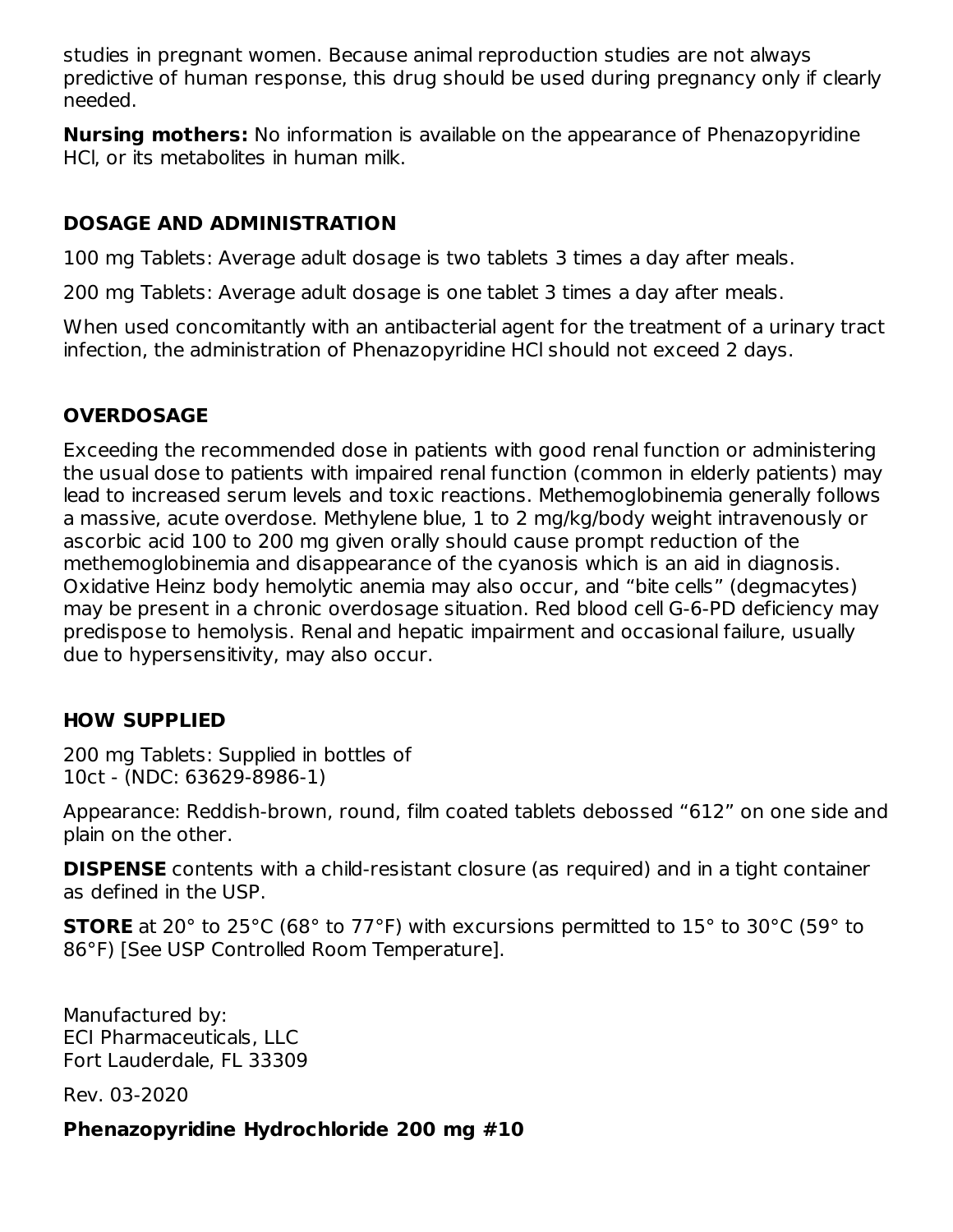studies in pregnant women. Because animal reproduction studies are not always predictive of human response, this drug should be used during pregnancy only if clearly needed.

**Nursing mothers:** No information is available on the appearance of Phenazopyridine HCl, or its metabolites in human milk.

## DOSAGE AND ADMINISTRATION

100 mg Tablets: Average adult dosage is two tablets 3 times a day after meals.

200 mg Tablets: Average adult dosage is one tablet 3 times a day after meals.

When used concomitantly with an antibacterial agent for the treatment of a urinary tract infection, the administration of Phenazopyridine HCl should not exceed 2 days.

## OVERDOSAGE

Exceeding the recommended dose in patients with good renal function or administering the usual dose to patients with impaired renal function (common in elderly patients) may lead to increased serum levels and toxic reactions. Methemoglobinemia generally follows a massive, acute overdose. Methylene blue, 1 to 2 mg/kg/body weight intravenously or ascorbic acid 100 to 200 mg given orally should cause prompt reduction of the methemoglobinemia and disappearance of the cyanosis which is an aid in diagnosis. Oxidative Heinz body hemolytic anemia may also occur, and "bite cells" (degmacytes) may be present in a chronic overdosage situation. Red blood cell G-6-PD deficiency may predispose to hemolysis. Renal and hepatic impairment and occasional failure, usually due to hypersensitivity, may also occur.

## HOW SUPPLIED

200 mg Tablets: Supplied in bottles of
10ct - (NDC: 63629-8986-1)

Appearance: Reddish-brown, round, film coated tablets debossed "612" on one side and plain on the other.

**DISPENSE** contents with a child-resistant closure (as required) and in a tight container as defined in the USP.

**STORE** at 20° to 25°C (68° to 77°F) with excursions permitted to 15° to 30°C (59° to 86°F) [See USP Controlled Room Temperature].

Manufactured by:
ECI Pharmaceuticals, LLC
Fort Lauderdale, FL 33309

Rev. 03-2020

**Phenazopyridine Hydrochloride 200 mg #10**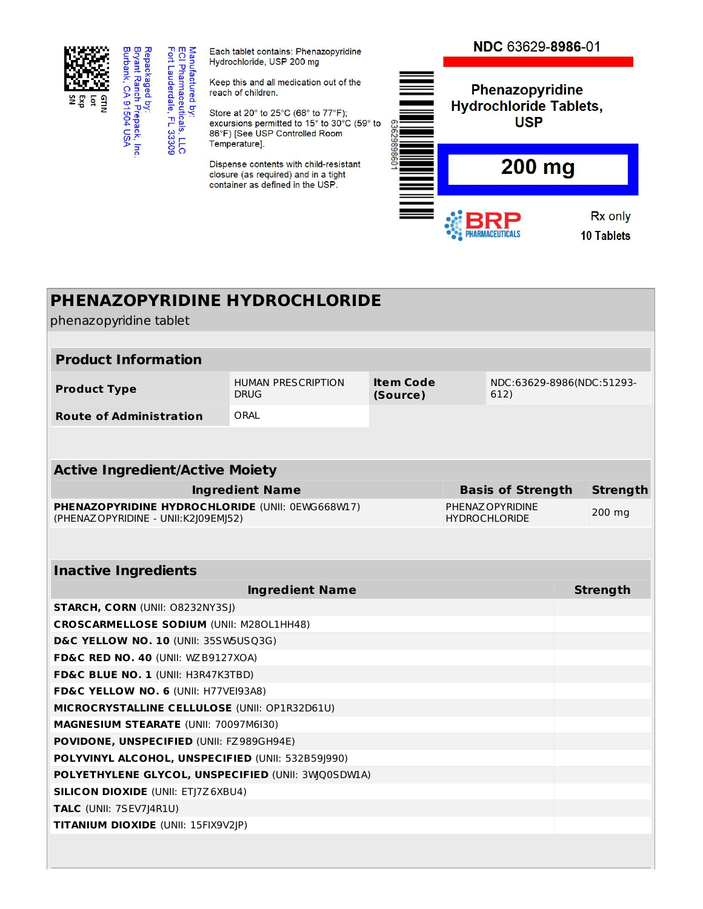Manufactured by:
ECI Pharmaceuticals, LLC
Fort Lauderdale, FL 33309

Repackaged by:
Bryant Ranch Prepack, Inc.
Burbank, CA 91504 USA

GTIN
Lot
Exp
SN

Each tablet contains: Phenazopyridine Hydrochloride, USP 200 mg

Keep this and all medication out of the reach of children.

Store at 20° to 25°C (68° to 77°F); excursions permitted to 15° to 30°C (59° to 86°F) [See USP Controlled Room Temperature].

Dispense contents with child-resistant closure (as required) and in a tight container as defined in the USP.

6362989860l

**NDC** 63629-**8986**-01

**Phenazopyridine Hydrochloride Tablets, USP**

**200 mg**

BRP PHARMACEUTICALS

Rx only

**10 Tablets**

# PHENAZOPYRIDINE HYDROCHLORIDE

phenazopyridine tablet

| **Product Information** | | | |
|---|---|---|---|
| **Product Type** | HUMAN PRESCRIPTION DRUG | **Item Code (Source)** | NDC:63629-8986(NDC:51293-612) |
| **Route of Administration** | ORAL | | |

| **Active Ingredient/Active Moiety** | | |
|---|---|---|
| **Ingredient Name** | **Basis of Strength** | **Strength** |
| **PHENAZOPYRIDINE HYDROCHLORIDE** (UNII: 0EWG668W17) (PHENAZOPYRIDINE - UNII:K2J09EMJ52) | PHENAZOPYRIDINE HYDROCHLORIDE | 200 mg |

| **Inactive Ingredients** | |
|---|---|
| **Ingredient Name** | **Strength** |
| **STARCH, CORN** (UNII: O8232NY3SJ) | |
| **CROSCARMELLOSE SODIUM** (UNII: M28OL1HH48) | |
| **D&C YELLOW NO. 10** (UNII: 35SW5USQ3G) | |
| **FD&C RED NO. 40** (UNII: WZB9127XOA) | |
| **FD&C BLUE NO. 1** (UNII: H3R47K3TBD) | |
| **FD&C YELLOW NO. 6** (UNII: H77VEI93A8) | |
| **MICROCRYSTALLINE CELLULOSE** (UNII: OP1R32D61U) | |
| **MAGNESIUM STEARATE** (UNII: 70097M6I30) | |
| **POVIDONE, UNSPECIFIED** (UNII: FZ989GH94E) | |
| **POLYVINYL ALCOHOL, UNSPECIFIED** (UNII: 532B59J990) | |
| **POLYETHYLENE GLYCOL, UNSPECIFIED** (UNII: 3WQ0SDW1A) | |
| **SILICON DIOXIDE** (UNII: ETJ7Z6XBU4) | |
| **TALC** (UNII: 7SEV7J4R1U) | |
| **TITANIUM DIOXIDE** (UNII: 15FIX9V2JP) | |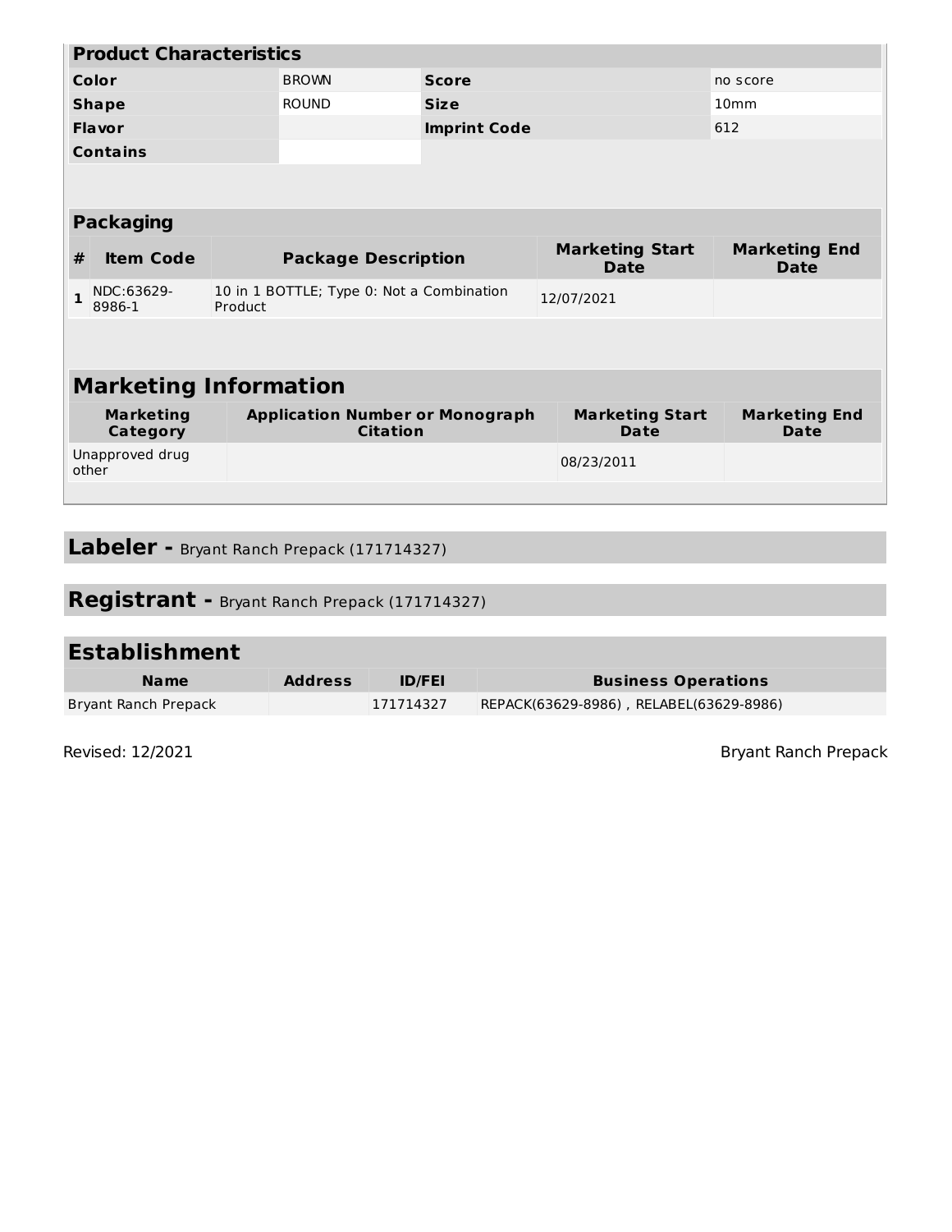## Product Characteristics

| | | | |
|---|---|---|---|
| **Color** | BROWN | **Score** | no score |
| **Shape** | ROUND | **Size** | 10mm |
| **Flavor** | | **Imprint Code** | 612 |
| **Contains** | | | |

## Packaging

| # | Item Code | Package Description | Marketing Start Date | Marketing End Date |
|---|---|---|---|---|
| 1 | NDC:63629-8986-1 | 10 in 1 BOTTLE; Type 0: Not a Combination Product | 12/07/2021 | |

## Marketing Information

| Marketing Category | Application Number or Monograph Citation | Marketing Start Date | Marketing End Date |
|---|---|---|---|
| Unapproved drug other | | 08/23/2011 | |

## Labeler - Bryant Ranch Prepack (171714327)

## Registrant - Bryant Ranch Prepack (171714327)

## Establishment

| Name | Address | ID/FEI | Business Operations |
|---|---|---|---|
| Bryant Ranch Prepack | | 171714327 | REPACK(63629-8986) , RELABEL(63629-8986) |

Revised: 12/2021

Bryant Ranch Prepack